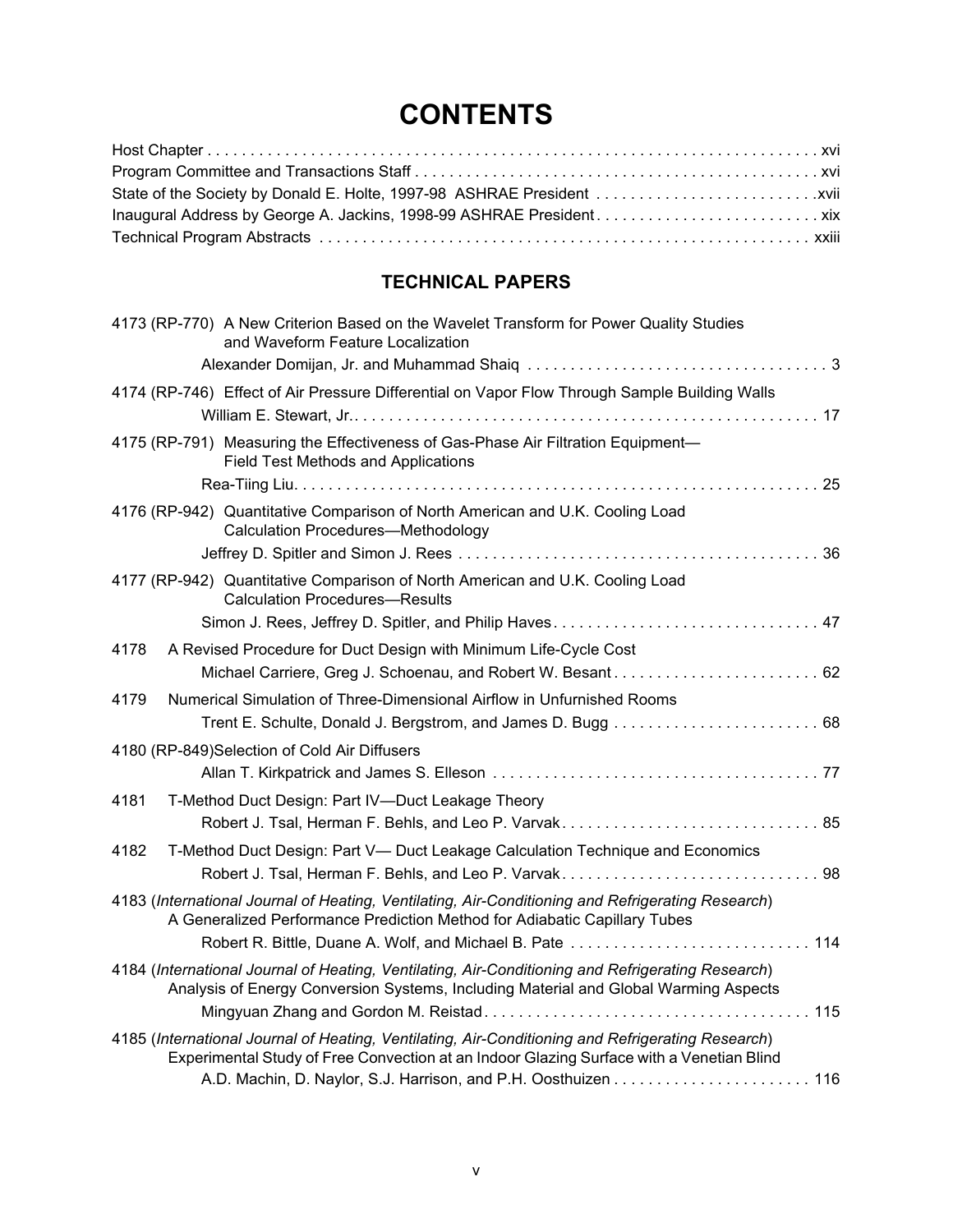# CONTENTS

Host Chapter . . . . . . . . . . . . . . . . . . . . . . . . . . . . . . . . . . . . . . . . . . . . . . . . . . . . . . . . . . . . . . . . . . . . . . . . xvi
Program Committee and Transactions Staff . . . . . . . . . . . . . . . . . . . . . . . . . . . . . . . . . . . . . . . . . . . . . . . . xvi
State of the Society by Donald E. Holte, 1997-98 ASHRAE President . . . . . . . . . . . . . . . . . . . . . . . . . .xvii
Inaugural Address by George A. Jackins, 1998-99 ASHRAE President . . . . . . . . . . . . . . . . . . . . . . . . . . xix
Technical Program Abstracts . . . . . . . . . . . . . . . . . . . . . . . . . . . . . . . . . . . . . . . . . . . . . . . . . . . . . . . . . xxiii

## TECHNICAL PAPERS

4173 (RP-770) A New Criterion Based on the Wavelet Transform for Power Quality Studies and Waveform Feature Localization
Alexander Domijan, Jr. and Muhammad Shaiq . . . . . . . . . . . . . . . . . . . . . . . . . . . . . . . . . . . 3

4174 (RP-746) Effect of Air Pressure Differential on Vapor Flow Through Sample Building Walls
William E. Stewart, Jr.. . . . . . . . . . . . . . . . . . . . . . . . . . . . . . . . . . . . . . . . . . . . . . . . . . . . . 17

4175 (RP-791) Measuring the Effectiveness of Gas-Phase Air Filtration Equipment— Field Test Methods and Applications
Rea-Tiing Liu. . . . . . . . . . . . . . . . . . . . . . . . . . . . . . . . . . . . . . . . . . . . . . . . . . . . . . . . . . . . 25

4176 (RP-942) Quantitative Comparison of North American and U.K. Cooling Load Calculation Procedures—Methodology
Jeffrey D. Spitler and Simon J. Rees . . . . . . . . . . . . . . . . . . . . . . . . . . . . . . . . . . . . . . . . . . 36

4177 (RP-942) Quantitative Comparison of North American and U.K. Cooling Load Calculation Procedures—Results
Simon J. Rees, Jeffrey D. Spitler, and Philip Haves . . . . . . . . . . . . . . . . . . . . . . . . . . . . . . . 47

4178 A Revised Procedure for Duct Design with Minimum Life-Cycle Cost
Michael Carriere, Greg J. Schoenau, and Robert W. Besant . . . . . . . . . . . . . . . . . . . . . . . . 62

4179 Numerical Simulation of Three-Dimensional Airflow in Unfurnished Rooms
Trent E. Schulte, Donald J. Bergstrom, and James D. Bugg . . . . . . . . . . . . . . . . . . . . . . . . 68

4180 (RP-849)Selection of Cold Air Diffusers
Allan T. Kirkpatrick and James S. Elleson . . . . . . . . . . . . . . . . . . . . . . . . . . . . . . . . . . . . . . 77

4181 T-Method Duct Design: Part IV—Duct Leakage Theory
Robert J. Tsal, Herman F. Behls, and Leo P. Varvak . . . . . . . . . . . . . . . . . . . . . . . . . . . . . . 85

4182 T-Method Duct Design: Part V— Duct Leakage Calculation Technique and Economics
Robert J. Tsal, Herman F. Behls, and Leo P. Varvak . . . . . . . . . . . . . . . . . . . . . . . . . . . . . . 98

4183 (*International Journal of Heating, Ventilating, Air-Conditioning and Refrigerating Research*) A Generalized Performance Prediction Method for Adiabatic Capillary Tubes
Robert R. Bittle, Duane A. Wolf, and Michael B. Pate . . . . . . . . . . . . . . . . . . . . . . . . . . . . 114

4184 (*International Journal of Heating, Ventilating, Air-Conditioning and Refrigerating Research*) Analysis of Energy Conversion Systems, Including Material and Global Warming Aspects
Mingyuan Zhang and Gordon M. Reistad . . . . . . . . . . . . . . . . . . . . . . . . . . . . . . . . . . . . . 115

4185 (*International Journal of Heating, Ventilating, Air-Conditioning and Refrigerating Research*) Experimental Study of Free Convection at an Indoor Glazing Surface with a Venetian Blind
A.D. Machin, D. Naylor, S.J. Harrison, and P.H. Oosthuizen . . . . . . . . . . . . . . . . . . . . . . . 116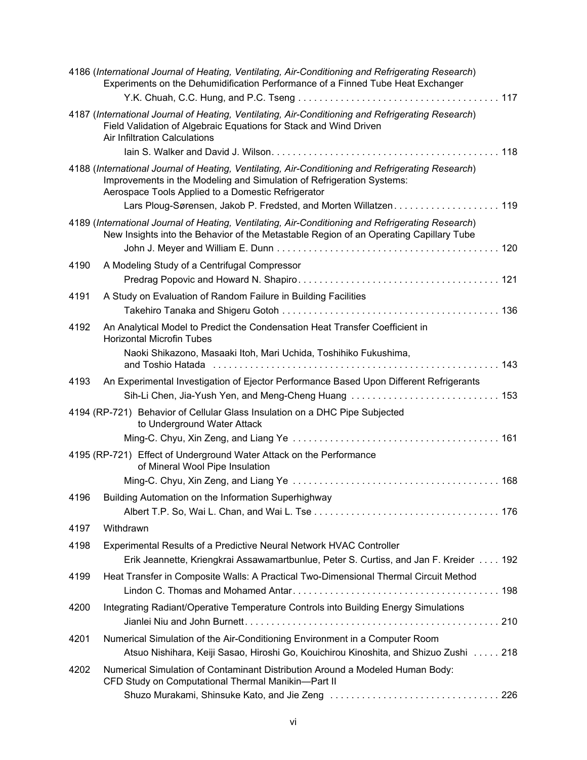4186 (*International Journal of Heating, Ventilating, Air-Conditioning and Refrigerating Research*)
Experiments on the Dehumidification Performance of a Finned Tube Heat Exchanger
Y.K. Chuah, C.C. Hung, and P.C. Tseng . . . . . . . . . . . . . . . . . . . . . . . . . . . . . . . . . . . . . 117

4187 (*International Journal of Heating, Ventilating, Air-Conditioning and Refrigerating Research*)
Field Validation of Algebraic Equations for Stack and Wind Driven Air Infiltration Calculations
Iain S. Walker and David J. Wilson. . . . . . . . . . . . . . . . . . . . . . . . . . . . . . . . . . . . . . . . . . 118

4188 (*International Journal of Heating, Ventilating, Air-Conditioning and Refrigerating Research*)
Improvements in the Modeling and Simulation of Refrigeration Systems: Aerospace Tools Applied to a Domestic Refrigerator
Lars Ploug-Sørensen, Jakob P. Fredsted, and Morten Willatzen. . . . . . . . . . . . . . . . . . . . 119

4189 (*International Journal of Heating, Ventilating, Air-Conditioning and Refrigerating Research*)
New Insights into the Behavior of the Metastable Region of an Operating Capillary Tube
John J. Meyer and William E. Dunn . . . . . . . . . . . . . . . . . . . . . . . . . . . . . . . . . . . . . . . . . 120

4190 A Modeling Study of a Centrifugal Compressor
Predrag Popovic and Howard N. Shapiro. . . . . . . . . . . . . . . . . . . . . . . . . . . . . . . . . . . . . 121

4191 A Study on Evaluation of Random Failure in Building Facilities
Takehiro Tanaka and Shigeru Gotoh . . . . . . . . . . . . . . . . . . . . . . . . . . . . . . . . . . . . . . . . 136

4192 An Analytical Model to Predict the Condensation Heat Transfer Coefficient in Horizontal Microfin Tubes
Naoki Shikazono, Masaaki Itoh, Mari Uchida, Toshihiko Fukushima, and Toshio Hatada . . . . . . . . . . . . . . . . . . . . . . . . . . . . . . . . . . . . . . . . . . . . . . . . . . . . . . 143

4193 An Experimental Investigation of Ejector Performance Based Upon Different Refrigerants
Sih-Li Chen, Jia-Yush Yen, and Meng-Cheng Huang . . . . . . . . . . . . . . . . . . . . . . . . . . . . 153

4194 (RP-721) Behavior of Cellular Glass Insulation on a DHC Pipe Subjected to Underground Water Attack
Ming-C. Chyu, Xin Zeng, and Liang Ye . . . . . . . . . . . . . . . . . . . . . . . . . . . . . . . . . . . . . . 161

4195 (RP-721) Effect of Underground Water Attack on the Performance of Mineral Wool Pipe Insulation
Ming-C. Chyu, Xin Zeng, and Liang Ye . . . . . . . . . . . . . . . . . . . . . . . . . . . . . . . . . . . . . . 168

4196 Building Automation on the Information Superhighway
Albert T.P. So, Wai L. Chan, and Wai L. Tse . . . . . . . . . . . . . . . . . . . . . . . . . . . . . . . . . . . 176

4197 Withdrawn

4198 Experimental Results of a Predictive Neural Network HVAC Controller
Erik Jeannette, Kriengkrai Assawamartbunlue, Peter S. Curtiss, and Jan F. Kreider . . . . 192

4199 Heat Transfer in Composite Walls: A Practical Two-Dimensional Thermal Circuit Method
Lindon C. Thomas and Mohamed Antar. . . . . . . . . . . . . . . . . . . . . . . . . . . . . . . . . . . . . . . 198

4200 Integrating Radiant/Operative Temperature Controls into Building Energy Simulations
Jianlei Niu and John Burnett. . . . . . . . . . . . . . . . . . . . . . . . . . . . . . . . . . . . . . . . . . . . . . . . 210

4201 Numerical Simulation of the Air-Conditioning Environment in a Computer Room
Atsuo Nishihara, Keiji Sasao, Hiroshi Go, Kouichirou Kinoshita, and Shizuo Zushi . . . . . 218

4202 Numerical Simulation of Contaminant Distribution Around a Modeled Human Body: CFD Study on Computational Thermal Manikin—Part II
Shuzo Murakami, Shinsuke Kato, and Jie Zeng . . . . . . . . . . . . . . . . . . . . . . . . . . . . . . . . 226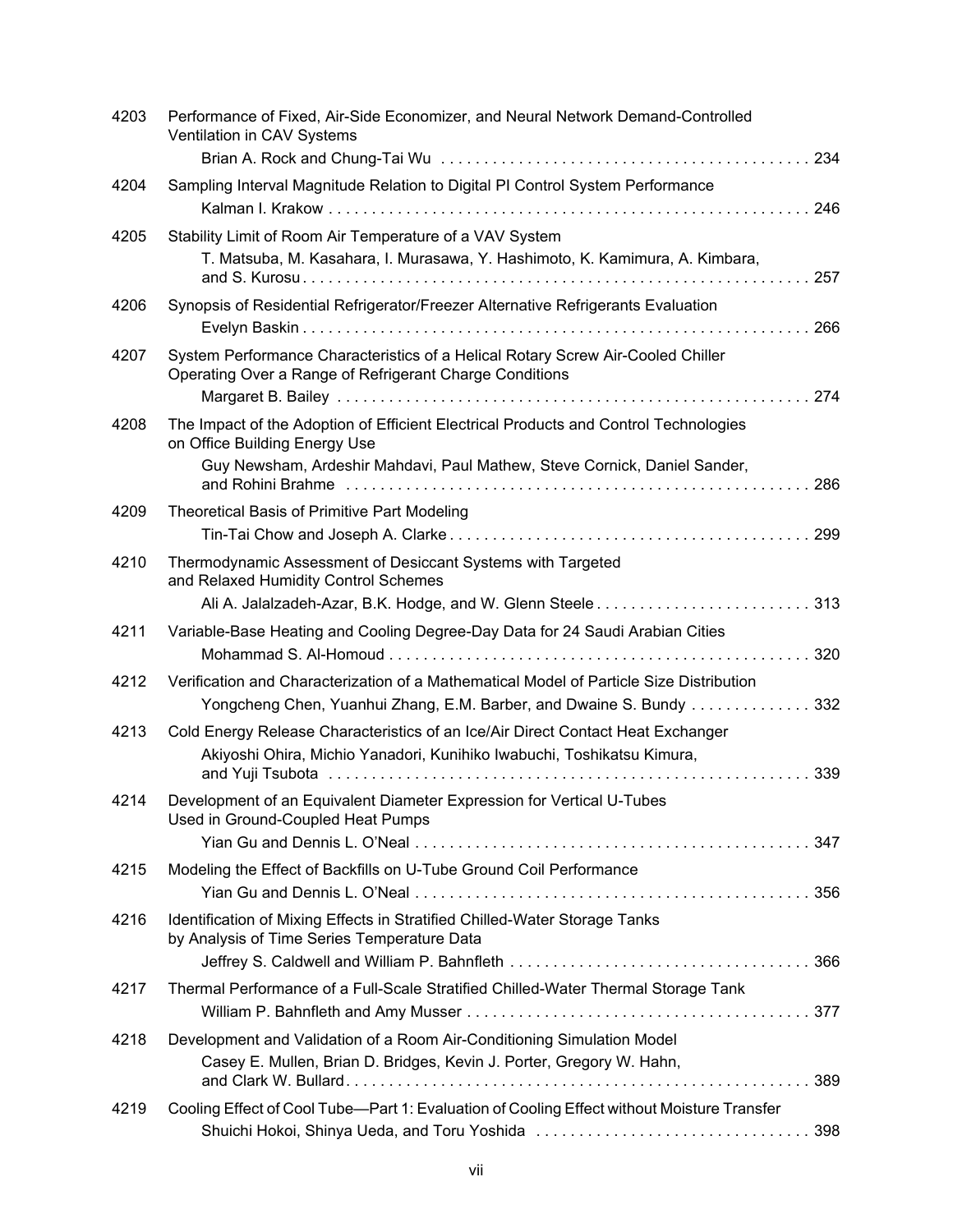4203 Performance of Fixed, Air-Side Economizer, and Neural Network Demand-Controlled Ventilation in CAV Systems
Brian A. Rock and Chung-Tai Wu . . . . . . . . . . . . . . . . . . . . . . . . . . . . . . . . . . . . . . . . . . 234

4204 Sampling Interval Magnitude Relation to Digital PI Control System Performance
Kalman I. Krakow . . . . . . . . . . . . . . . . . . . . . . . . . . . . . . . . . . . . . . . . . . . . . . . . . . . . . . . 246

4205 Stability Limit of Room Air Temperature of a VAV System
T. Matsuba, M. Kasahara, I. Murasawa, Y. Hashimoto, K. Kamimura, A. Kimbara, and S. Kurosu . . . . . . . . . . . . . . . . . . . . . . . . . . . . . . . . . . . . . . . . . . . . . . . . . . . . . . . . . 257

4206 Synopsis of Residential Refrigerator/Freezer Alternative Refrigerants Evaluation
Evelyn Baskin . . . . . . . . . . . . . . . . . . . . . . . . . . . . . . . . . . . . . . . . . . . . . . . . . . . . . . . . . . 266

4207 System Performance Characteristics of a Helical Rotary Screw Air-Cooled Chiller Operating Over a Range of Refrigerant Charge Conditions
Margaret B. Bailey . . . . . . . . . . . . . . . . . . . . . . . . . . . . . . . . . . . . . . . . . . . . . . . . . . . . . 274

4208 The Impact of the Adoption of Efficient Electrical Products and Control Technologies on Office Building Energy Use
Guy Newsham, Ardeshir Mahdavi, Paul Mathew, Steve Cornick, Daniel Sander, and Rohini Brahme . . . . . . . . . . . . . . . . . . . . . . . . . . . . . . . . . . . . . . . . . . . . . . . . . . . . . 286

4209 Theoretical Basis of Primitive Part Modeling
Tin-Tai Chow and Joseph A. Clarke . . . . . . . . . . . . . . . . . . . . . . . . . . . . . . . . . . . . . . . . . 299

4210 Thermodynamic Assessment of Desiccant Systems with Targeted and Relaxed Humidity Control Schemes
Ali A. Jalalzadeh-Azar, B.K. Hodge, and W. Glenn Steele . . . . . . . . . . . . . . . . . . . . . . . . 313

4211 Variable-Base Heating and Cooling Degree-Day Data for 24 Saudi Arabian Cities
Mohammad S. Al-Homoud . . . . . . . . . . . . . . . . . . . . . . . . . . . . . . . . . . . . . . . . . . . . . . . . 320

4212 Verification and Characterization of a Mathematical Model of Particle Size Distribution
Yongcheng Chen, Yuanhui Zhang, E.M. Barber, and Dwaine S. Bundy . . . . . . . . . . . . . . 332

4213 Cold Energy Release Characteristics of an Ice/Air Direct Contact Heat Exchanger
Akiyoshi Ohira, Michio Yanadori, Kunihiko Iwabuchi, Toshikatsu Kimura, and Yuji Tsubota . . . . . . . . . . . . . . . . . . . . . . . . . . . . . . . . . . . . . . . . . . . . . . . . . . . . . . . 339

4214 Development of an Equivalent Diameter Expression for Vertical U-Tubes Used in Ground-Coupled Heat Pumps
Yian Gu and Dennis L. O'Neal . . . . . . . . . . . . . . . . . . . . . . . . . . . . . . . . . . . . . . . . . . . . . 347

4215 Modeling the Effect of Backfills on U-Tube Ground Coil Performance
Yian Gu and Dennis L. O'Neal . . . . . . . . . . . . . . . . . . . . . . . . . . . . . . . . . . . . . . . . . . . . . 356

4216 Identification of Mixing Effects in Stratified Chilled-Water Storage Tanks by Analysis of Time Series Temperature Data
Jeffrey S. Caldwell and William P. Bahnfleth . . . . . . . . . . . . . . . . . . . . . . . . . . . . . . . . . . 366

4217 Thermal Performance of a Full-Scale Stratified Chilled-Water Thermal Storage Tank
William P. Bahnfleth and Amy Musser . . . . . . . . . . . . . . . . . . . . . . . . . . . . . . . . . . . . . . . 377

4218 Development and Validation of a Room Air-Conditioning Simulation Model
Casey E. Mullen, Brian D. Bridges, Kevin J. Porter, Gregory W. Hahn, and Clark W. Bullard . . . . . . . . . . . . . . . . . . . . . . . . . . . . . . . . . . . . . . . . . . . . . . . . . . . . . 389

4219 Cooling Effect of Cool Tube—Part 1: Evaluation of Cooling Effect without Moisture Transfer
Shuichi Hokoi, Shinya Ueda, and Toru Yoshida . . . . . . . . . . . . . . . . . . . . . . . . . . . . . . . . 398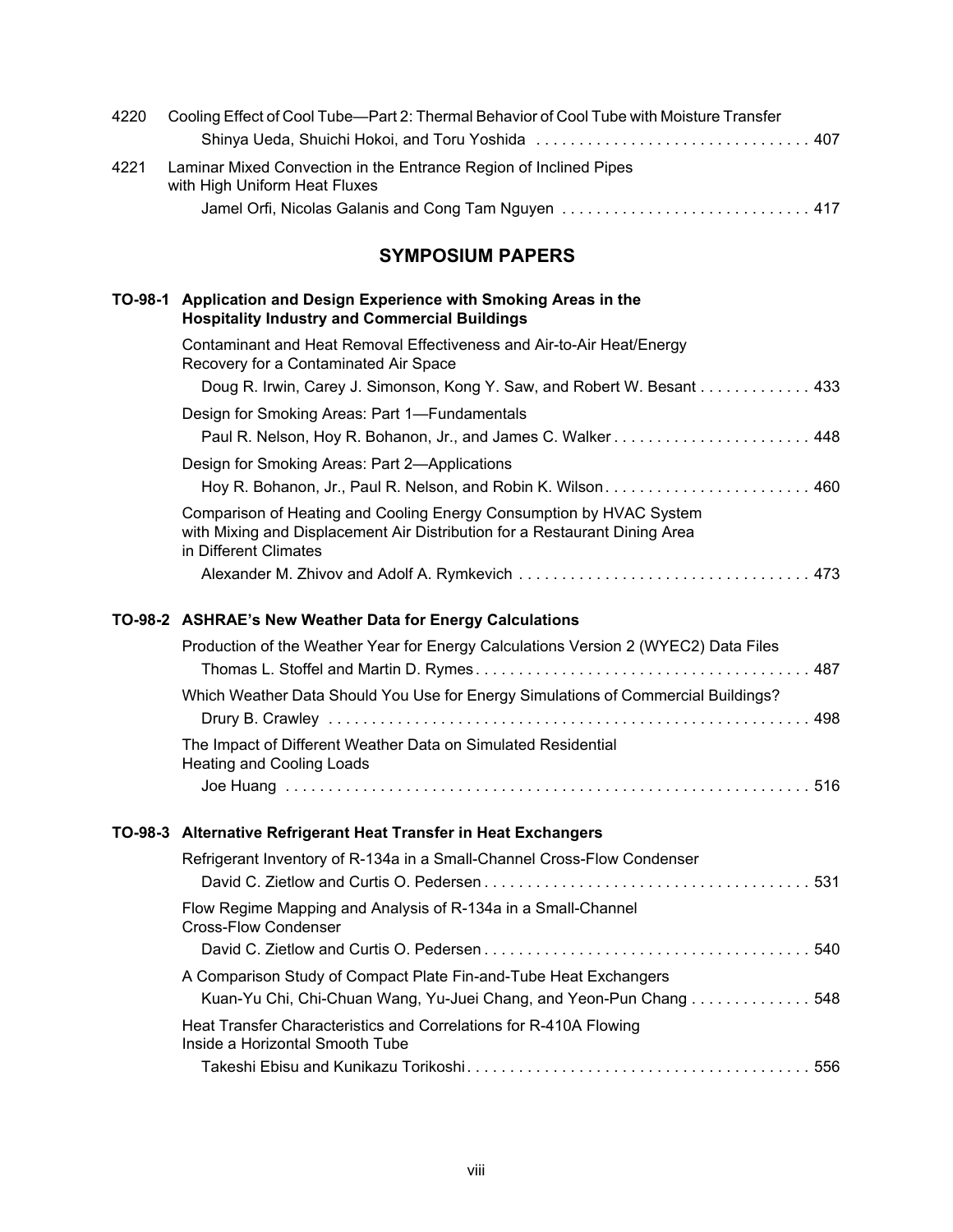4220 Cooling Effect of Cool Tube—Part 2: Thermal Behavior of Cool Tube with Moisture Transfer
Shinya Ueda, Shuichi Hokoi, and Toru Yoshida . . . . . . . . . . . . . . . . . . . . . . . . . . . . . . . . 407

4221 Laminar Mixed Convection in the Entrance Region of Inclined Pipes with High Uniform Heat Fluxes
Jamel Orfi, Nicolas Galanis and Cong Tam Nguyen . . . . . . . . . . . . . . . . . . . . . . . . . . . . . 417

## SYMPOSIUM PAPERS

**TO-98-1 Application and Design Experience with Smoking Areas in the Hospitality Industry and Commercial Buildings**

Contaminant and Heat Removal Effectiveness and Air-to-Air Heat/Energy Recovery for a Contaminated Air Space
Doug R. Irwin, Carey J. Simonson, Kong Y. Saw, and Robert W. Besant . . . . . . . . . . . . . 433

Design for Smoking Areas: Part 1—Fundamentals
Paul R. Nelson, Hoy R. Bohanon, Jr., and James C. Walker . . . . . . . . . . . . . . . . . . . . . . . 448

Design for Smoking Areas: Part 2—Applications
Hoy R. Bohanon, Jr., Paul R. Nelson, and Robin K. Wilson . . . . . . . . . . . . . . . . . . . . . . . . 460

Comparison of Heating and Cooling Energy Consumption by HVAC System with Mixing and Displacement Air Distribution for a Restaurant Dining Area in Different Climates
Alexander M. Zhivov and Adolf A. Rymkevich . . . . . . . . . . . . . . . . . . . . . . . . . . . . . . . . . . 473

**TO-98-2 ASHRAE's New Weather Data for Energy Calculations**

Production of the Weather Year for Energy Calculations Version 2 (WYEC2) Data Files
Thomas L. Stoffel and Martin D. Rymes . . . . . . . . . . . . . . . . . . . . . . . . . . . . . . . . . . . . . . 487

Which Weather Data Should You Use for Energy Simulations of Commercial Buildings?
Drury B. Crawley . . . . . . . . . . . . . . . . . . . . . . . . . . . . . . . . . . . . . . . . . . . . . . . . . . . . . . . . 498

The Impact of Different Weather Data on Simulated Residential Heating and Cooling Loads
Joe Huang . . . . . . . . . . . . . . . . . . . . . . . . . . . . . . . . . . . . . . . . . . . . . . . . . . . . . . . . . . . . 516

**TO-98-3 Alternative Refrigerant Heat Transfer in Heat Exchangers**

Refrigerant Inventory of R-134a in a Small-Channel Cross-Flow Condenser
David C. Zietlow and Curtis O. Pedersen . . . . . . . . . . . . . . . . . . . . . . . . . . . . . . . . . . . . . . 531

Flow Regime Mapping and Analysis of R-134a in a Small-Channel Cross-Flow Condenser
David C. Zietlow and Curtis O. Pedersen . . . . . . . . . . . . . . . . . . . . . . . . . . . . . . . . . . . . . . 540

A Comparison Study of Compact Plate Fin-and-Tube Heat Exchangers
Kuan-Yu Chi, Chi-Chuan Wang, Yu-Juei Chang, and Yeon-Pun Chang . . . . . . . . . . . . . . 548

Heat Transfer Characteristics and Correlations for R-410A Flowing Inside a Horizontal Smooth Tube
Takeshi Ebisu and Kunikazu Torikoshi . . . . . . . . . . . . . . . . . . . . . . . . . . . . . . . . . . . . . . . 556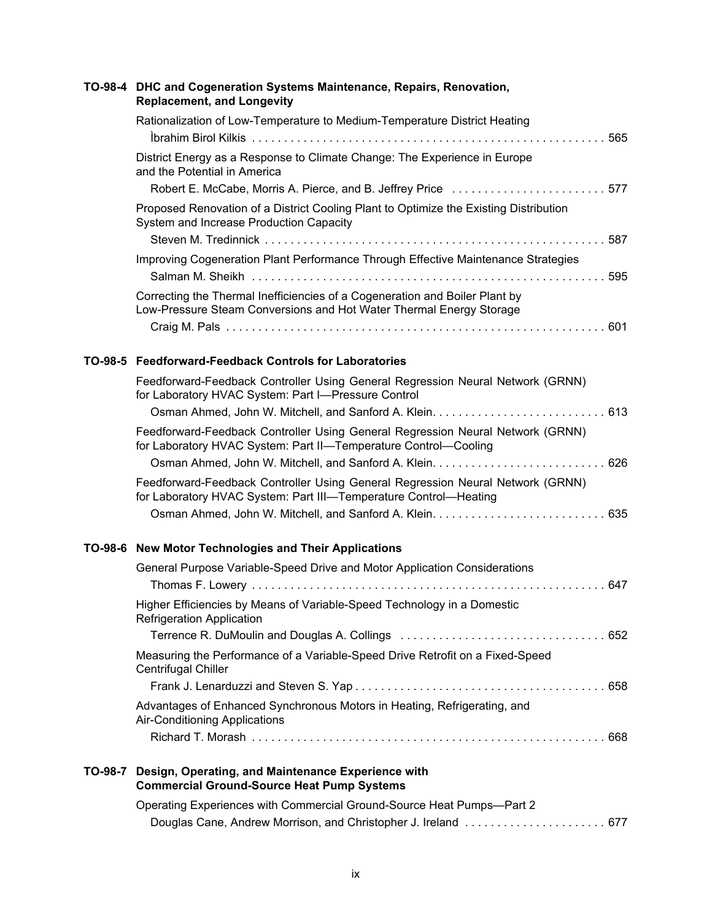## TO-98-4 DHC and Cogeneration Systems Maintenance, Repairs, Renovation, Replacement, and Longevity

Rationalization of Low-Temperature to Medium-Temperature District Heating
Ìbrahim Birol Kilkis . . . . . . . . . . . . . . . . . . . . . . . . . . . . . . . . . . . . . . . . . . . . . . . . . . . . . . 565

District Energy as a Response to Climate Change: The Experience in Europe and the Potential in America
Robert E. McCabe, Morris A. Pierce, and B. Jeffrey Price . . . . . . . . . . . . . . . . . . . . . . . . 577

Proposed Renovation of a District Cooling Plant to Optimize the Existing Distribution System and Increase Production Capacity
Steven M. Tredinnick . . . . . . . . . . . . . . . . . . . . . . . . . . . . . . . . . . . . . . . . . . . . . . . . . . . . 587

Improving Cogeneration Plant Performance Through Effective Maintenance Strategies
Salman M. Sheikh . . . . . . . . . . . . . . . . . . . . . . . . . . . . . . . . . . . . . . . . . . . . . . . . . . . . . . 595

Correcting the Thermal Inefficiencies of a Cogeneration and Boiler Plant by Low-Pressure Steam Conversions and Hot Water Thermal Energy Storage
Craig M. Pals . . . . . . . . . . . . . . . . . . . . . . . . . . . . . . . . . . . . . . . . . . . . . . . . . . . . . . . . . . 601

## TO-98-5 Feedforward-Feedback Controls for Laboratories

Feedforward-Feedback Controller Using General Regression Neural Network (GRNN) for Laboratory HVAC System: Part I—Pressure Control
Osman Ahmed, John W. Mitchell, and Sanford A. Klein. . . . . . . . . . . . . . . . . . . . . . . . . . . 613

Feedforward-Feedback Controller Using General Regression Neural Network (GRNN) for Laboratory HVAC System: Part II—Temperature Control—Cooling
Osman Ahmed, John W. Mitchell, and Sanford A. Klein. . . . . . . . . . . . . . . . . . . . . . . . . . . 626

Feedforward-Feedback Controller Using General Regression Neural Network (GRNN) for Laboratory HVAC System: Part III—Temperature Control—Heating
Osman Ahmed, John W. Mitchell, and Sanford A. Klein. . . . . . . . . . . . . . . . . . . . . . . . . . . 635

## TO-98-6 New Motor Technologies and Their Applications

General Purpose Variable-Speed Drive and Motor Application Considerations
Thomas F. Lowery . . . . . . . . . . . . . . . . . . . . . . . . . . . . . . . . . . . . . . . . . . . . . . . . . . . . . . 647

Higher Efficiencies by Means of Variable-Speed Technology in a Domestic Refrigeration Application
Terrence R. DuMoulin and Douglas A. Collings . . . . . . . . . . . . . . . . . . . . . . . . . . . . . . . . 652

Measuring the Performance of a Variable-Speed Drive Retrofit on a Fixed-Speed Centrifugal Chiller
Frank J. Lenarduzzi and Steven S. Yap . . . . . . . . . . . . . . . . . . . . . . . . . . . . . . . . . . . . . . 658

Advantages of Enhanced Synchronous Motors in Heating, Refrigerating, and Air-Conditioning Applications
Richard T. Morash . . . . . . . . . . . . . . . . . . . . . . . . . . . . . . . . . . . . . . . . . . . . . . . . . . . . . . 668

## TO-98-7 Design, Operating, and Maintenance Experience with Commercial Ground-Source Heat Pump Systems

Operating Experiences with Commercial Ground-Source Heat Pumps—Part 2
Douglas Cane, Andrew Morrison, and Christopher J. Ireland . . . . . . . . . . . . . . . . . . . . . . 677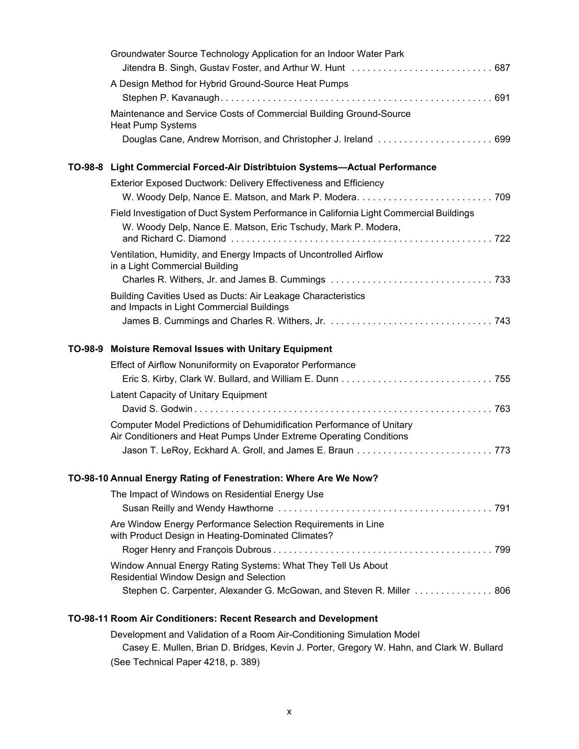Groundwater Source Technology Application for an Indoor Water Park
Jitendra B. Singh, Gustav Foster, and Arthur W. Hunt . . . . . . . . . . . . . . . . . . . . . . . . . . . 687

A Design Method for Hybrid Ground-Source Heat Pumps
Stephen P. Kavanaugh . . . . . . . . . . . . . . . . . . . . . . . . . . . . . . . . . . . . . . . . . . . . . . . . . . . . 691

Maintenance and Service Costs of Commercial Building Ground-Source Heat Pump Systems
Douglas Cane, Andrew Morrison, and Christopher J. Ireland . . . . . . . . . . . . . . . . . . . . . . 699

## TO-98-8 Light Commercial Forced-Air Distribtuion Systems—Actual Performance

Exterior Exposed Ductwork: Delivery Effectiveness and Efficiency
W. Woody Delp, Nance E. Matson, and Mark P. Modera. . . . . . . . . . . . . . . . . . . . . . . . . . 709

Field Investigation of Duct System Performance in California Light Commercial Buildings
W. Woody Delp, Nance E. Matson, Eric Tschudy, Mark P. Modera, and Richard C. Diamond . . . . . . . . . . . . . . . . . . . . . . . . . . . . . . . . . . . . . . . . . . . . . . . . . . 722

Ventilation, Humidity, and Energy Impacts of Uncontrolled Airflow in a Light Commercial Building
Charles R. Withers, Jr. and James B. Cummings . . . . . . . . . . . . . . . . . . . . . . . . . . . . . . . 733

Building Cavities Used as Ducts: Air Leakage Characteristics and Impacts in Light Commercial Buildings
James B. Cummings and Charles R. Withers, Jr. . . . . . . . . . . . . . . . . . . . . . . . . . . . . . . . 743

## TO-98-9 Moisture Removal Issues with Unitary Equipment

Effect of Airflow Nonuniformity on Evaporator Performance
Eric S. Kirby, Clark W. Bullard, and William E. Dunn . . . . . . . . . . . . . . . . . . . . . . . . . . . . . 755

Latent Capacity of Unitary Equipment
David S. Godwin . . . . . . . . . . . . . . . . . . . . . . . . . . . . . . . . . . . . . . . . . . . . . . . . . . . . . . . . 763

Computer Model Predictions of Dehumidification Performance of Unitary Air Conditioners and Heat Pumps Under Extreme Operating Conditions
Jason T. LeRoy, Eckhard A. Groll, and James E. Braun . . . . . . . . . . . . . . . . . . . . . . . . . . 773

## TO-98-10 Annual Energy Rating of Fenestration: Where Are We Now?

The Impact of Windows on Residential Energy Use
Susan Reilly and Wendy Hawthorne . . . . . . . . . . . . . . . . . . . . . . . . . . . . . . . . . . . . . . . . . 791

Are Window Energy Performance Selection Requirements in Line with Product Design in Heating-Dominated Climates?
Roger Henry and François Dubrous . . . . . . . . . . . . . . . . . . . . . . . . . . . . . . . . . . . . . . . . . 799

Window Annual Energy Rating Systems: What They Tell Us About Residential Window Design and Selection
Stephen C. Carpenter, Alexander G. McGowan, and Steven R. Miller . . . . . . . . . . . . . . . 806

## TO-98-11 Room Air Conditioners: Recent Research and Development

Development and Validation of a Room Air-Conditioning Simulation Model
Casey E. Mullen, Brian D. Bridges, Kevin J. Porter, Gregory W. Hahn, and Clark W. Bullard
(See Technical Paper 4218, p. 389)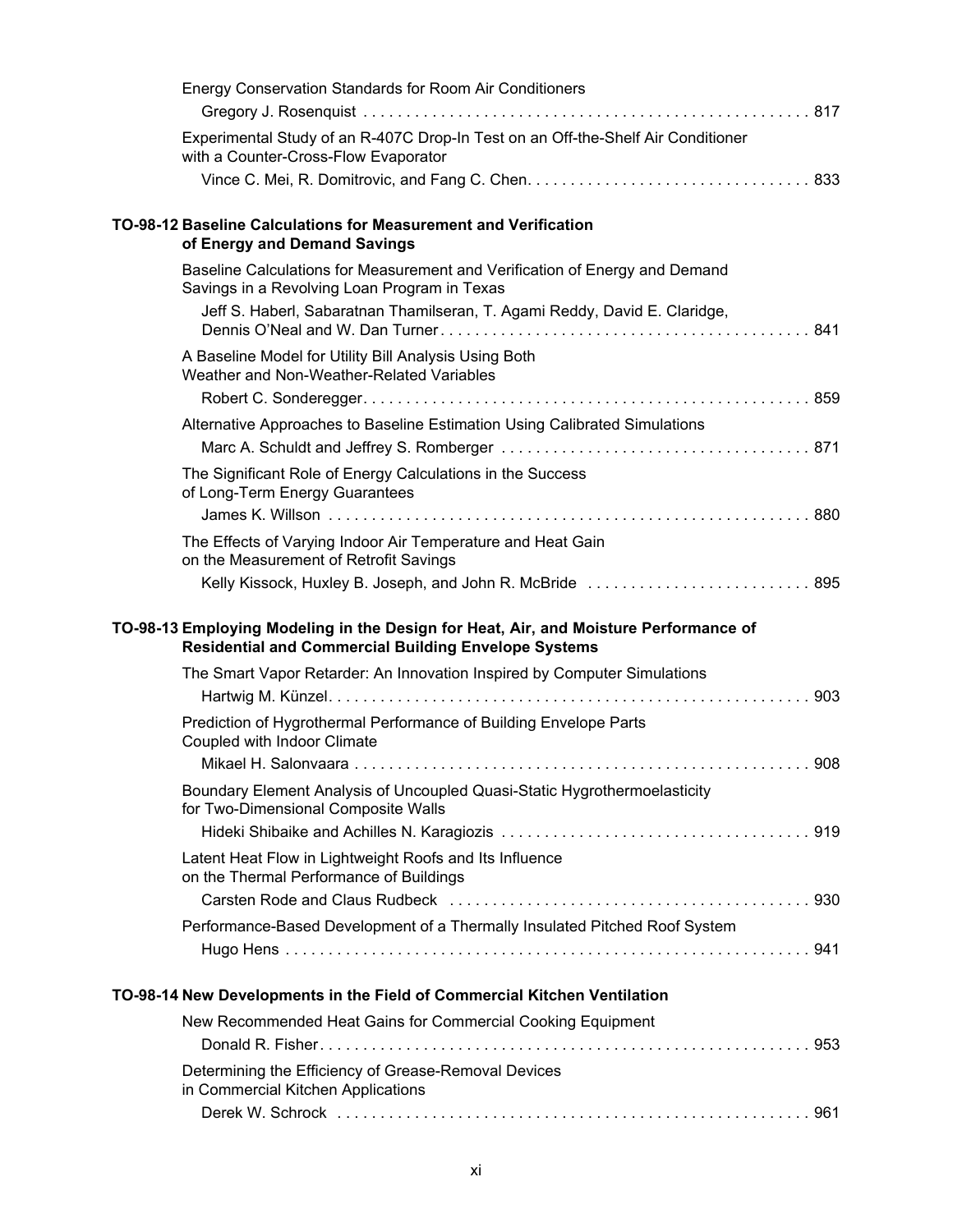Energy Conservation Standards for Room Air Conditioners

Gregory J. Rosenquist . . . . . . . . . . . . . . . . . . . . . . . . . . . . . . . . . . . . . . . . . . . . . . . . . . . 817

Experimental Study of an R-407C Drop-In Test on an Off-the-Shelf Air Conditioner with a Counter-Cross-Flow Evaporator

Vince C. Mei, R. Domitrovic, and Fang C. Chen. . . . . . . . . . . . . . . . . . . . . . . . . . . . . . . . 833

**TO-98-12 Baseline Calculations for Measurement and Verification of Energy and Demand Savings**

Baseline Calculations for Measurement and Verification of Energy and Demand Savings in a Revolving Loan Program in Texas

Jeff S. Haberl, Sabaratnan Thamilseran, T. Agami Reddy, David E. Claridge, Dennis O'Neal and W. Dan Turner . . . . . . . . . . . . . . . . . . . . . . . . . . . . . . . . . . . . . . . . . 841

A Baseline Model for Utility Bill Analysis Using Both Weather and Non-Weather-Related Variables

Robert C. Sonderegger. . . . . . . . . . . . . . . . . . . . . . . . . . . . . . . . . . . . . . . . . . . . . . . . . . . 859

Alternative Approaches to Baseline Estimation Using Calibrated Simulations

Marc A. Schuldt and Jeffrey S. Romberger . . . . . . . . . . . . . . . . . . . . . . . . . . . . . . . . . . . 871

The Significant Role of Energy Calculations in the Success of Long-Term Energy Guarantees

James K. Willson . . . . . . . . . . . . . . . . . . . . . . . . . . . . . . . . . . . . . . . . . . . . . . . . . . . . . . 880

The Effects of Varying Indoor Air Temperature and Heat Gain on the Measurement of Retrofit Savings

Kelly Kissock, Huxley B. Joseph, and John R. McBride . . . . . . . . . . . . . . . . . . . . . . . . . 895

**TO-98-13 Employing Modeling in the Design for Heat, Air, and Moisture Performance of Residential and Commercial Building Envelope Systems**

The Smart Vapor Retarder: An Innovation Inspired by Computer Simulations

Hartwig M. Künzel. . . . . . . . . . . . . . . . . . . . . . . . . . . . . . . . . . . . . . . . . . . . . . . . . . . . . . 903

Prediction of Hygrothermal Performance of Building Envelope Parts Coupled with Indoor Climate

Mikael H. Salonvaara . . . . . . . . . . . . . . . . . . . . . . . . . . . . . . . . . . . . . . . . . . . . . . . . . . . 908

Boundary Element Analysis of Uncoupled Quasi-Static Hygrothermoelasticity for Two-Dimensional Composite Walls

Hideki Shibaike and Achilles N. Karagiozis . . . . . . . . . . . . . . . . . . . . . . . . . . . . . . . . . . . 919

Latent Heat Flow in Lightweight Roofs and Its Influence on the Thermal Performance of Buildings

Carsten Rode and Claus Rudbeck . . . . . . . . . . . . . . . . . . . . . . . . . . . . . . . . . . . . . . . . . 930

Performance-Based Development of a Thermally Insulated Pitched Roof System

Hugo Hens . . . . . . . . . . . . . . . . . . . . . . . . . . . . . . . . . . . . . . . . . . . . . . . . . . . . . . . . . . . 941

**TO-98-14 New Developments in the Field of Commercial Kitchen Ventilation**

New Recommended Heat Gains for Commercial Cooking Equipment

Donald R. Fisher. . . . . . . . . . . . . . . . . . . . . . . . . . . . . . . . . . . . . . . . . . . . . . . . . . . . . . . 953

Determining the Efficiency of Grease-Removal Devices in Commercial Kitchen Applications

Derek W. Schrock . . . . . . . . . . . . . . . . . . . . . . . . . . . . . . . . . . . . . . . . . . . . . . . . . . . . . . 961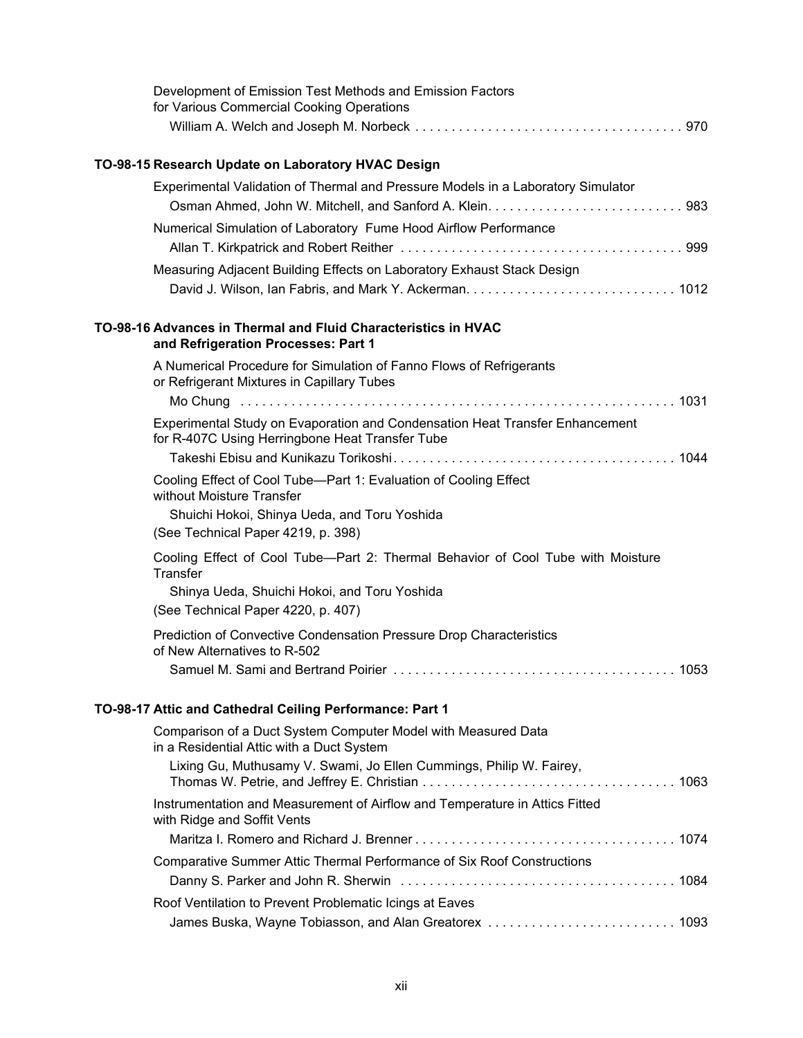Development of Emission Test Methods and Emission Factors for Various Commercial Cooking Operations
William A. Welch and Joseph M. Norbeck . . . . . . . . . . . . . . . . . . . . . . . . . . . . . . . . . . . . 970

**TO-98-15 Research Update on Laboratory HVAC Design**

Experimental Validation of Thermal and Pressure Models in a Laboratory Simulator
Osman Ahmed, John W. Mitchell, and Sanford A. Klein. . . . . . . . . . . . . . . . . . . . . . . . . . . 983

Numerical Simulation of Laboratory Fume Hood Airflow Performance
Allan T. Kirkpatrick and Robert Reither . . . . . . . . . . . . . . . . . . . . . . . . . . . . . . . . . . . . . . 999

Measuring Adjacent Building Effects on Laboratory Exhaust Stack Design
David J. Wilson, Ian Fabris, and Mark Y. Ackerman. . . . . . . . . . . . . . . . . . . . . . . . . . . . 1012

**TO-98-16 Advances in Thermal and Fluid Characteristics in HVAC and Refrigeration Processes: Part 1**

A Numerical Procedure for Simulation of Fanno Flows of Refrigerants or Refrigerant Mixtures in Capillary Tubes
Mo Chung . . . . . . . . . . . . . . . . . . . . . . . . . . . . . . . . . . . . . . . . . . . . . . . . . . . . . . . . . . . 1031

Experimental Study on Evaporation and Condensation Heat Transfer Enhancement for R-407C Using Herringbone Heat Transfer Tube
Takeshi Ebisu and Kunikazu Torikoshi . . . . . . . . . . . . . . . . . . . . . . . . . . . . . . . . . . . . . . 1044

Cooling Effect of Cool Tube—Part 1: Evaluation of Cooling Effect without Moisture Transfer
Shuichi Hokoi, Shinya Ueda, and Toru Yoshida
(See Technical Paper 4219, p. 398)

Cooling Effect of Cool Tube—Part 2: Thermal Behavior of Cool Tube with Moisture Transfer
Shinya Ueda, Shuichi Hokoi, and Toru Yoshida
(See Technical Paper 4220, p. 407)

Prediction of Convective Condensation Pressure Drop Characteristics of New Alternatives to R-502
Samuel M. Sami and Bertrand Poirier . . . . . . . . . . . . . . . . . . . . . . . . . . . . . . . . . . . . . . 1053

**TO-98-17 Attic and Cathedral Ceiling Performance: Part 1**

Comparison of a Duct System Computer Model with Measured Data in a Residential Attic with a Duct System
Lixing Gu, Muthusamy V. Swami, Jo Ellen Cummings, Philip W. Fairey, Thomas W. Petrie, and Jeffrey E. Christian . . . . . . . . . . . . . . . . . . . . . . . . . . . . . . . . . . 1063

Instrumentation and Measurement of Airflow and Temperature in Attics Fitted with Ridge and Soffit Vents
Maritza I. Romero and Richard J. Brenner . . . . . . . . . . . . . . . . . . . . . . . . . . . . . . . . . . . 1074

Comparative Summer Attic Thermal Performance of Six Roof Constructions
Danny S. Parker and John R. Sherwin . . . . . . . . . . . . . . . . . . . . . . . . . . . . . . . . . . . . . 1084

Roof Ventilation to Prevent Problematic Icings at Eaves
James Buska, Wayne Tobiasson, and Alan Greatorex . . . . . . . . . . . . . . . . . . . . . . . . . 1093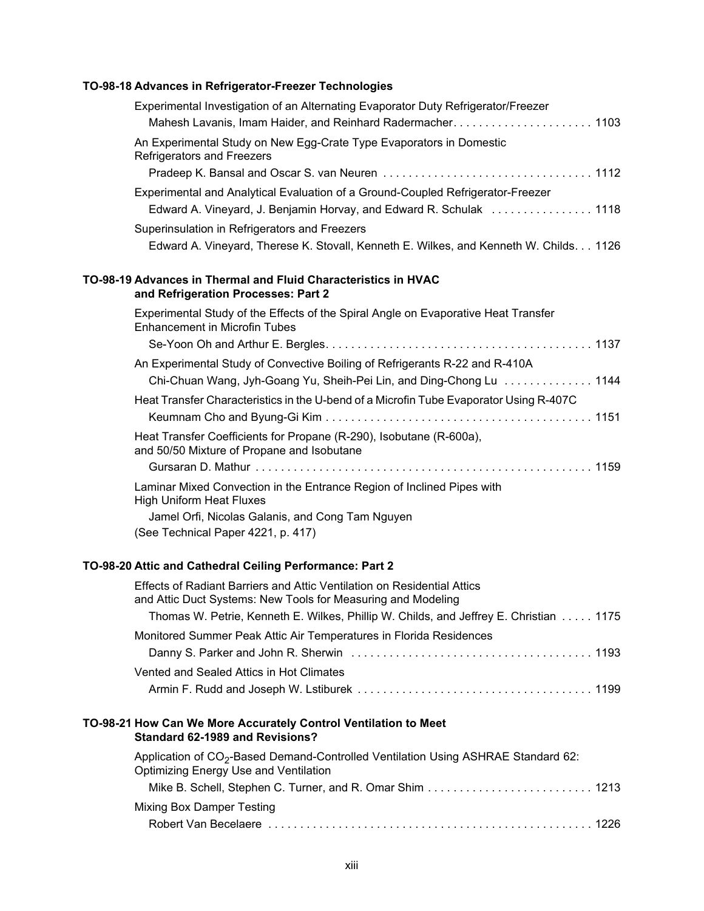### TO-98-18 Advances in Refrigerator-Freezer Technologies

Experimental Investigation of an Alternating Evaporator Duty Refrigerator/Freezer
Mahesh Lavanis, Imam Haider, and Reinhard Radermacher . . . . . . . . . . . . . . . . . . . . . . 1103

An Experimental Study on New Egg-Crate Type Evaporators in Domestic Refrigerators and Freezers
Pradeep K. Bansal and Oscar S. van Neuren . . . . . . . . . . . . . . . . . . . . . . . . . . . . . . . . . 1112

Experimental and Analytical Evaluation of a Ground-Coupled Refrigerator-Freezer
Edward A. Vineyard, J. Benjamin Horvay, and Edward R. Schulak . . . . . . . . . . . . . . . . 1118

Superinsulation in Refrigerators and Freezers
Edward A. Vineyard, Therese K. Stovall, Kenneth E. Wilkes, and Kenneth W. Childs . . . 1126

### TO-98-19 Advances in Thermal and Fluid Characteristics in HVAC and Refrigeration Processes: Part 2

Experimental Study of the Effects of the Spiral Angle on Evaporative Heat Transfer Enhancement in Microfin Tubes
Se-Yoon Oh and Arthur E. Bergles . . . . . . . . . . . . . . . . . . . . . . . . . . . . . . . . . . . . . . . . . 1137

An Experimental Study of Convective Boiling of Refrigerants R-22 and R-410A
Chi-Chuan Wang, Jyh-Goang Yu, Sheih-Pei Lin, and Ding-Chong Lu . . . . . . . . . . . . . . 1144

Heat Transfer Characteristics in the U-bend of a Microfin Tube Evaporator Using R-407C
Keumnam Cho and Byung-Gi Kim . . . . . . . . . . . . . . . . . . . . . . . . . . . . . . . . . . . . . . . . . 1151

Heat Transfer Coefficients for Propane (R-290), Isobutane (R-600a), and 50/50 Mixture of Propane and Isobutane
Gursaran D. Mathur . . . . . . . . . . . . . . . . . . . . . . . . . . . . . . . . . . . . . . . . . . . . . . . . . . . . 1159

Laminar Mixed Convection in the Entrance Region of Inclined Pipes with High Uniform Heat Fluxes
Jamel Orfi, Nicolas Galanis, and Cong Tam Nguyen
(See Technical Paper 4221, p. 417)

### TO-98-20 Attic and Cathedral Ceiling Performance: Part 2

Effects of Radiant Barriers and Attic Ventilation on Residential Attics and Attic Duct Systems: New Tools for Measuring and Modeling
Thomas W. Petrie, Kenneth E. Wilkes, Phillip W. Childs, and Jeffrey E. Christian . . . . . 1175

Monitored Summer Peak Attic Air Temperatures in Florida Residences
Danny S. Parker and John R. Sherwin . . . . . . . . . . . . . . . . . . . . . . . . . . . . . . . . . . . . . . 1193

Vented and Sealed Attics in Hot Climates
Armin F. Rudd and Joseph W. Lstiburek . . . . . . . . . . . . . . . . . . . . . . . . . . . . . . . . . . . . . 1199

### TO-98-21 How Can We More Accurately Control Ventilation to Meet Standard 62-1989 and Revisions?

Application of $CO_2$-Based Demand-Controlled Ventilation Using ASHRAE Standard 62: Optimizing Energy Use and Ventilation
Mike B. Schell, Stephen C. Turner, and R. Omar Shim . . . . . . . . . . . . . . . . . . . . . . . . . . 1213

Mixing Box Damper Testing
Robert Van Becelaere . . . . . . . . . . . . . . . . . . . . . . . . . . . . . . . . . . . . . . . . . . . . . . . . . . . 1226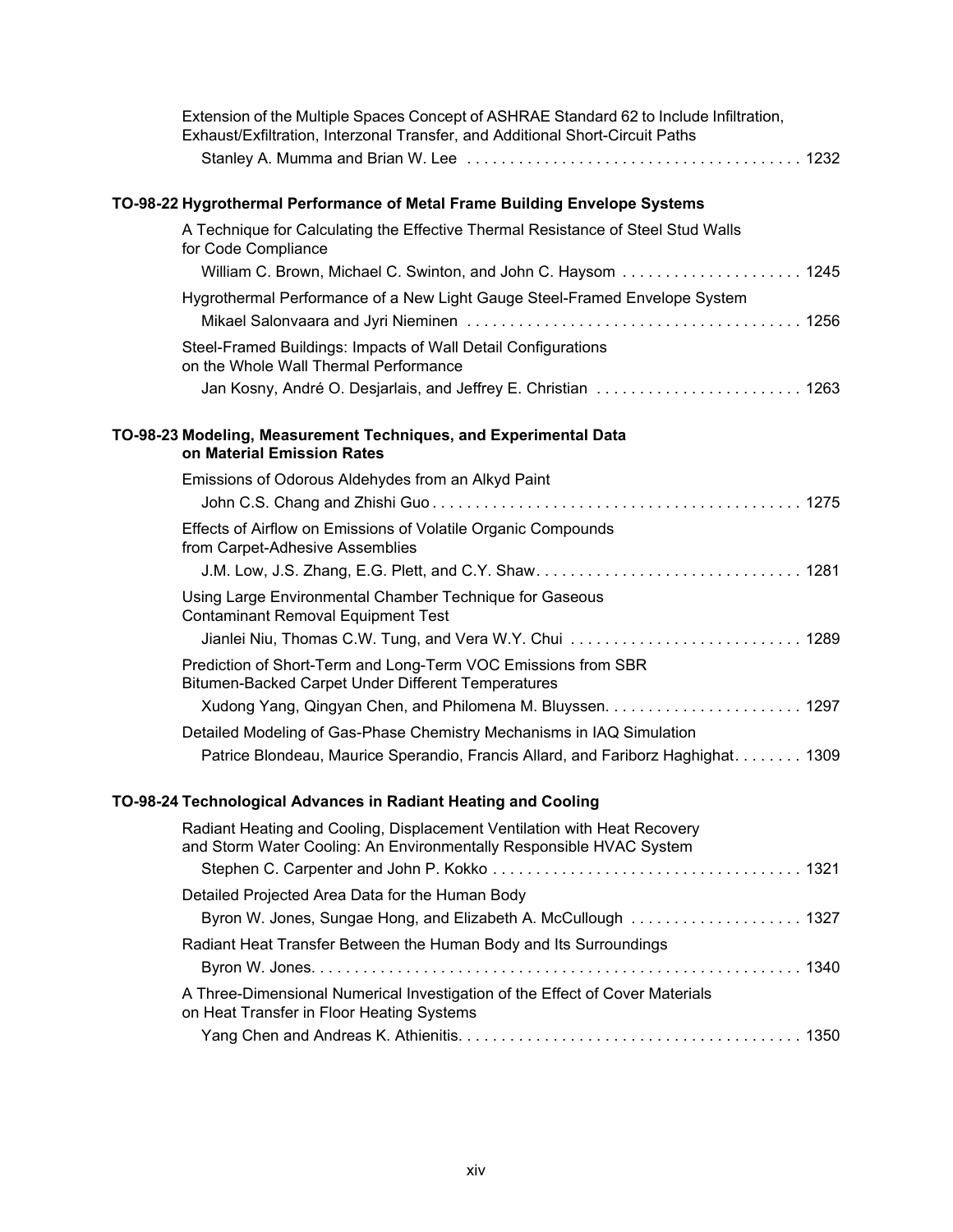Extension of the Multiple Spaces Concept of ASHRAE Standard 62 to Include Infiltration, Exhaust/Exfiltration, Interzonal Transfer, and Additional Short-Circuit Paths
Stanley A. Mumma and Brian W. Lee . . . . . . . . . . . . . . . . . . . . . . . . . . . . . . . . . . . . . . 1232

**TO-98-22 Hygrothermal Performance of Metal Frame Building Envelope Systems**

A Technique for Calculating the Effective Thermal Resistance of Steel Stud Walls for Code Compliance
William C. Brown, Michael C. Swinton, and John C. Haysom . . . . . . . . . . . . . . . . . . . . . 1245

Hygrothermal Performance of a New Light Gauge Steel-Framed Envelope System
Mikael Salonvaara and Jyri Nieminen . . . . . . . . . . . . . . . . . . . . . . . . . . . . . . . . . . . . . . 1256

Steel-Framed Buildings: Impacts of Wall Detail Configurations on the Whole Wall Thermal Performance
Jan Kosny, André O. Desjarlais, and Jeffrey E. Christian . . . . . . . . . . . . . . . . . . . . . . . . 1263

**TO-98-23 Modeling, Measurement Techniques, and Experimental Data on Material Emission Rates**

Emissions of Odorous Aldehydes from an Alkyd Paint
John C.S. Chang and Zhishi Guo . . . . . . . . . . . . . . . . . . . . . . . . . . . . . . . . . . . . . . . . . . . 1275

Effects of Airflow on Emissions of Volatile Organic Compounds from Carpet-Adhesive Assemblies
J.M. Low, J.S. Zhang, E.G. Plett, and C.Y. Shaw. . . . . . . . . . . . . . . . . . . . . . . . . . . . . . . 1281

Using Large Environmental Chamber Technique for Gaseous Contaminant Removal Equipment Test
Jianlei Niu, Thomas C.W. Tung, and Vera W.Y. Chui . . . . . . . . . . . . . . . . . . . . . . . . . . . 1289

Prediction of Short-Term and Long-Term VOC Emissions from SBR Bitumen-Backed Carpet Under Different Temperatures
Xudong Yang, Qingyan Chen, and Philomena M. Bluyssen. . . . . . . . . . . . . . . . . . . . . . . 1297

Detailed Modeling of Gas-Phase Chemistry Mechanisms in IAQ Simulation
Patrice Blondeau, Maurice Sperandio, Francis Allard, and Fariborz Haghighat. . . . . . . . 1309

**TO-98-24 Technological Advances in Radiant Heating and Cooling**

Radiant Heating and Cooling, Displacement Ventilation with Heat Recovery and Storm Water Cooling: An Environmentally Responsible HVAC System
Stephen C. Carpenter and John P. Kokko . . . . . . . . . . . . . . . . . . . . . . . . . . . . . . . . . . . . 1321

Detailed Projected Area Data for the Human Body
Byron W. Jones, Sungae Hong, and Elizabeth A. McCullough . . . . . . . . . . . . . . . . . . . . 1327

Radiant Heat Transfer Between the Human Body and Its Surroundings
Byron W. Jones. . . . . . . . . . . . . . . . . . . . . . . . . . . . . . . . . . . . . . . . . . . . . . . . . . . . . . . . . 1340

A Three-Dimensional Numerical Investigation of the Effect of Cover Materials on Heat Transfer in Floor Heating Systems
Yang Chen and Andreas K. Athienitis. . . . . . . . . . . . . . . . . . . . . . . . . . . . . . . . . . . . . . . . 1350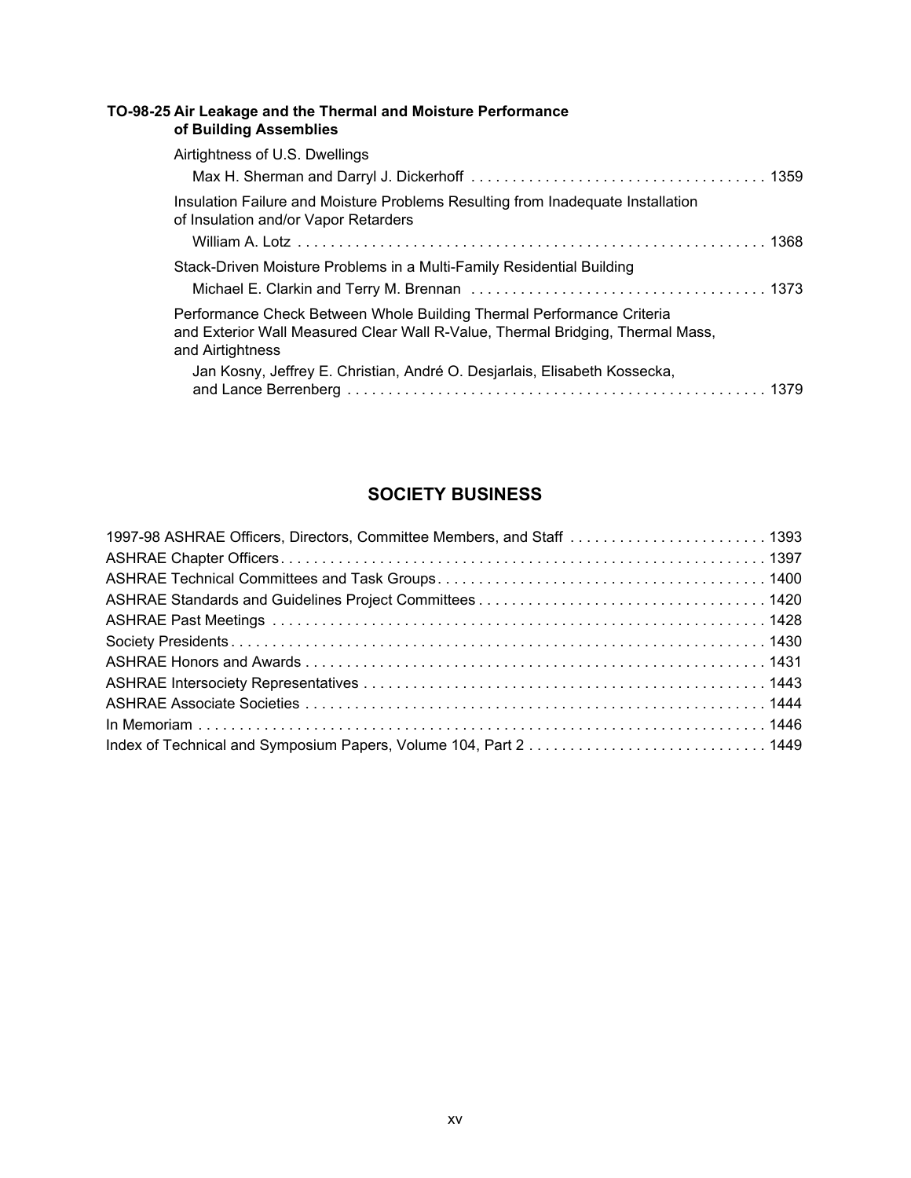**TO-98-25 Air Leakage and the Thermal and Moisture Performance of Building Assemblies**

Airtightness of U.S. Dwellings
Max H. Sherman and Darryl J. Dickerhoff . . . . . . . . . . . . . . . . . . . . . . . . . . . . . . . . . . . 1359

Insulation Failure and Moisture Problems Resulting from Inadequate Installation of Insulation and/or Vapor Retarders
William A. Lotz . . . . . . . . . . . . . . . . . . . . . . . . . . . . . . . . . . . . . . . . . . . . . . . . . . . . . . . 1368

Stack-Driven Moisture Problems in a Multi-Family Residential Building
Michael E. Clarkin and Terry M. Brennan . . . . . . . . . . . . . . . . . . . . . . . . . . . . . . . . . . . 1373

Performance Check Between Whole Building Thermal Performance Criteria and Exterior Wall Measured Clear Wall R-Value, Thermal Bridging, Thermal Mass, and Airtightness
Jan Kosny, Jeffrey E. Christian, André O. Desjarlais, Elisabeth Kossecka, and Lance Berrenberg . . . . . . . . . . . . . . . . . . . . . . . . . . . . . . . . . . . . . . . . . . . . . . . . . . 1379

## SOCIETY BUSINESS

1997-98 ASHRAE Officers, Directors, Committee Members, and Staff . . . . . . . . . . . . . . . . . . . . . . . 1393
ASHRAE Chapter Officers . . . . . . . . . . . . . . . . . . . . . . . . . . . . . . . . . . . . . . . . . . . . . . . . . . . . . . . . . 1397
ASHRAE Technical Committees and Task Groups . . . . . . . . . . . . . . . . . . . . . . . . . . . . . . . . . . . . . . 1400
ASHRAE Standards and Guidelines Project Committees . . . . . . . . . . . . . . . . . . . . . . . . . . . . . . . . . 1420
ASHRAE Past Meetings . . . . . . . . . . . . . . . . . . . . . . . . . . . . . . . . . . . . . . . . . . . . . . . . . . . . . . . . . . . 1428
Society Presidents . . . . . . . . . . . . . . . . . . . . . . . . . . . . . . . . . . . . . . . . . . . . . . . . . . . . . . . . . . . . . . . . 1430
ASHRAE Honors and Awards . . . . . . . . . . . . . . . . . . . . . . . . . . . . . . . . . . . . . . . . . . . . . . . . . . . . . . . 1431
ASHRAE Intersociety Representatives . . . . . . . . . . . . . . . . . . . . . . . . . . . . . . . . . . . . . . . . . . . . . . . . 1443
ASHRAE Associate Societies . . . . . . . . . . . . . . . . . . . . . . . . . . . . . . . . . . . . . . . . . . . . . . . . . . . . . . . 1444
In Memoriam . . . . . . . . . . . . . . . . . . . . . . . . . . . . . . . . . . . . . . . . . . . . . . . . . . . . . . . . . . . . . . . . . . . . 1446
Index of Technical and Symposium Papers, Volume 104, Part 2 . . . . . . . . . . . . . . . . . . . . . . . . . . . . 1449